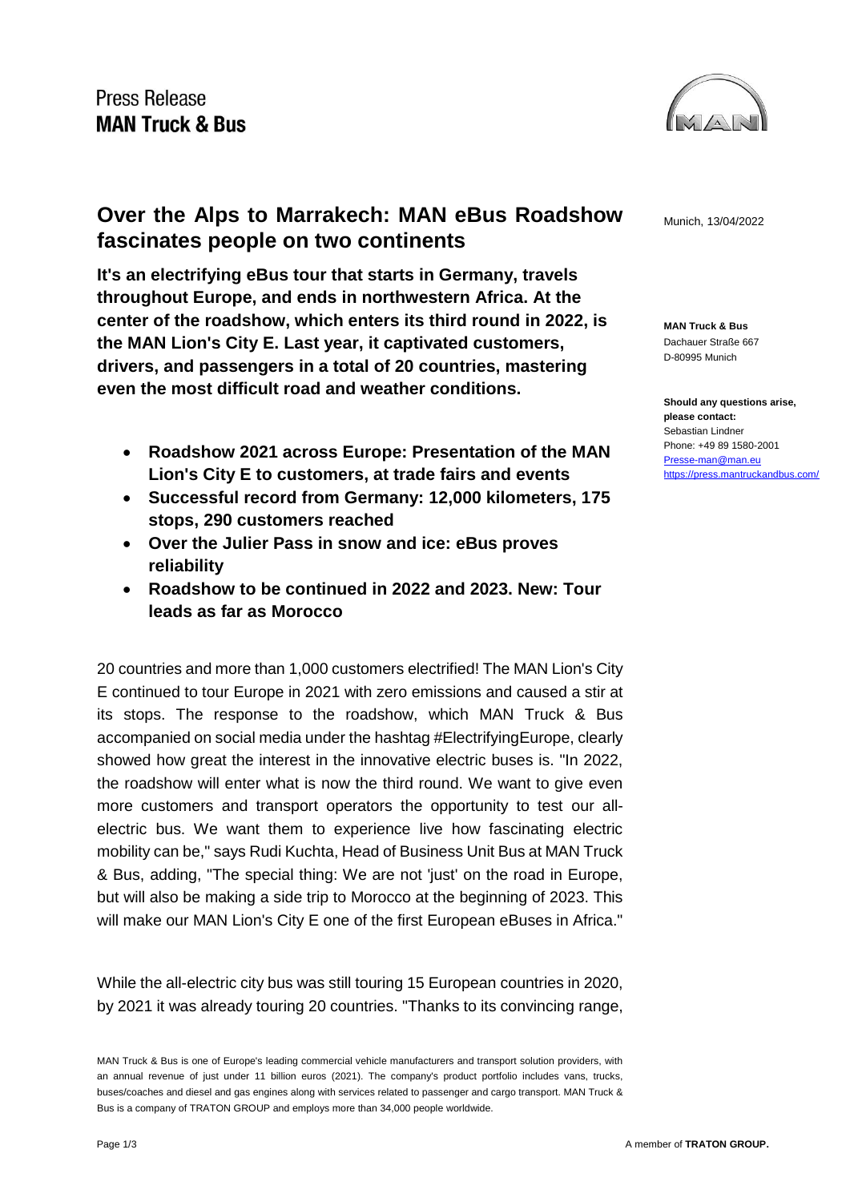Press Release
**MAN Truck & Bus**

# Over the Alps to Marrakech: MAN eBus Roadshow fascinates people on two continents

Munich, 13/04/2022

**It's an electrifying eBus tour that starts in Germany, travels throughout Europe, and ends in northwestern Africa. At the center of the roadshow, which enters its third round in 2022, is the MAN Lion's City E. Last year, it captivated customers, drivers, and passengers in a total of 20 countries, mastering even the most difficult road and weather conditions.**

**MAN Truck & Bus**
Dachauer Straße 667
D-80995 Munich

**Should any questions arise, please contact:**
Sebastian Lindner
Phone: +49 89 1580-2001
Presse-man@man.eu
https://press.mantruckandbus.com/

- **Roadshow 2021 across Europe: Presentation of the MAN Lion's City E to customers, at trade fairs and events**
- **Successful record from Germany: 12,000 kilometers, 175 stops, 290 customers reached**
- **Over the Julier Pass in snow and ice: eBus proves reliability**
- **Roadshow to be continued in 2022 and 2023. New: Tour leads as far as Morocco**

20 countries and more than 1,000 customers electrified! The MAN Lion's City E continued to tour Europe in 2021 with zero emissions and caused a stir at its stops. The response to the roadshow, which MAN Truck & Bus accompanied on social media under the hashtag #ElectrifyingEurope, clearly showed how great the interest in the innovative electric buses is. "In 2022, the roadshow will enter what is now the third round. We want to give even more customers and transport operators the opportunity to test our all-electric bus. We want them to experience live how fascinating electric mobility can be," says Rudi Kuchta, Head of Business Unit Bus at MAN Truck & Bus, adding, "The special thing: We are not 'just' on the road in Europe, but will also be making a side trip to Morocco at the beginning of 2023. This will make our MAN Lion's City E one of the first European eBuses in Africa."

While the all-electric city bus was still touring 15 European countries in 2020, by 2021 it was already touring 20 countries. "Thanks to its convincing range,

MAN Truck & Bus is one of Europe's leading commercial vehicle manufacturers and transport solution providers, with an annual revenue of just under 11 billion euros (2021). The company's product portfolio includes vans, trucks, buses/coaches and diesel and gas engines along with services related to passenger and cargo transport. MAN Truck & Bus is a company of TRATON GROUP and employs more than 34,000 people worldwide.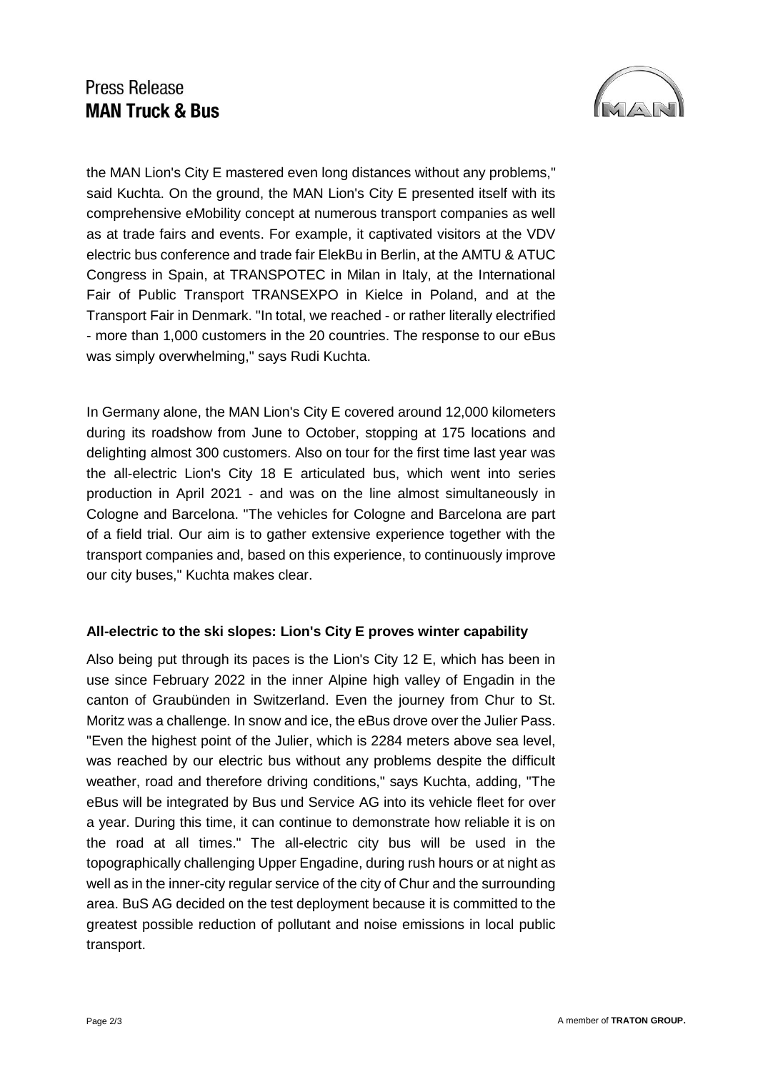the MAN Lion's City E mastered even long distances without any problems," said Kuchta. On the ground, the MAN Lion's City E presented itself with its comprehensive eMobility concept at numerous transport companies as well as at trade fairs and events. For example, it captivated visitors at the VDV electric bus conference and trade fair ElekBu in Berlin, at the AMTU & ATUC Congress in Spain, at TRANSPOTEC in Milan in Italy, at the International Fair of Public Transport TRANSEXPO in Kielce in Poland, and at the Transport Fair in Denmark. "In total, we reached - or rather literally electrified - more than 1,000 customers in the 20 countries. The response to our eBus was simply overwhelming," says Rudi Kuchta.

In Germany alone, the MAN Lion's City E covered around 12,000 kilometers during its roadshow from June to October, stopping at 175 locations and delighting almost 300 customers. Also on tour for the first time last year was the all-electric Lion's City 18 E articulated bus, which went into series production in April 2021 - and was on the line almost simultaneously in Cologne and Barcelona. "The vehicles for Cologne and Barcelona are part of a field trial. Our aim is to gather extensive experience together with the transport companies and, based on this experience, to continuously improve our city buses," Kuchta makes clear.

**All-electric to the ski slopes: Lion's City E proves winter capability**

Also being put through its paces is the Lion's City 12 E, which has been in use since February 2022 in the inner Alpine high valley of Engadin in the canton of Graubünden in Switzerland. Even the journey from Chur to St. Moritz was a challenge. In snow and ice, the eBus drove over the Julier Pass. "Even the highest point of the Julier, which is 2284 meters above sea level, was reached by our electric bus without any problems despite the difficult weather, road and therefore driving conditions," says Kuchta, adding, "The eBus will be integrated by Bus und Service AG into its vehicle fleet for over a year. During this time, it can continue to demonstrate how reliable it is on the road at all times." The all-electric city bus will be used in the topographically challenging Upper Engadine, during rush hours or at night as well as in the inner-city regular service of the city of Chur and the surrounding area. BuS AG decided on the test deployment because it is committed to the greatest possible reduction of pollutant and noise emissions in local public transport.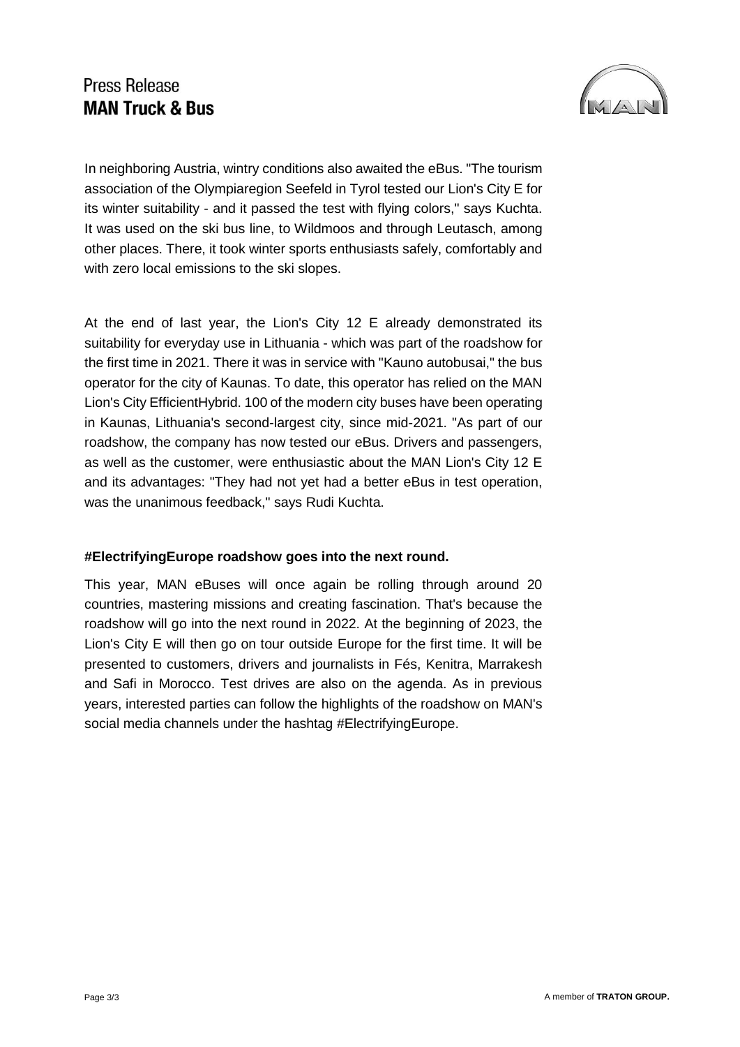In neighboring Austria, wintry conditions also awaited the eBus. "The tourism association of the Olympiaregion Seefeld in Tyrol tested our Lion's City E for its winter suitability - and it passed the test with flying colors," says Kuchta. It was used on the ski bus line, to Wildmoos and through Leutasch, among other places. There, it took winter sports enthusiasts safely, comfortably and with zero local emissions to the ski slopes.

At the end of last year, the Lion's City 12 E already demonstrated its suitability for everyday use in Lithuania - which was part of the roadshow for the first time in 2021. There it was in service with "Kauno autobusai," the bus operator for the city of Kaunas. To date, this operator has relied on the MAN Lion's City EfficientHybrid. 100 of the modern city buses have been operating in Kaunas, Lithuania's second-largest city, since mid-2021. "As part of our roadshow, the company has now tested our eBus. Drivers and passengers, as well as the customer, were enthusiastic about the MAN Lion's City 12 E and its advantages: "They had not yet had a better eBus in test operation, was the unanimous feedback," says Rudi Kuchta.

**#ElectrifyingEurope roadshow goes into the next round.**

This year, MAN eBuses will once again be rolling through around 20 countries, mastering missions and creating fascination. That's because the roadshow will go into the next round in 2022. At the beginning of 2023, the Lion's City E will then go on tour outside Europe for the first time. It will be presented to customers, drivers and journalists in Fés, Kenitra, Marrakesh and Safi in Morocco. Test drives are also on the agenda. As in previous years, interested parties can follow the highlights of the roadshow on MAN's social media channels under the hashtag #ElectrifyingEurope.